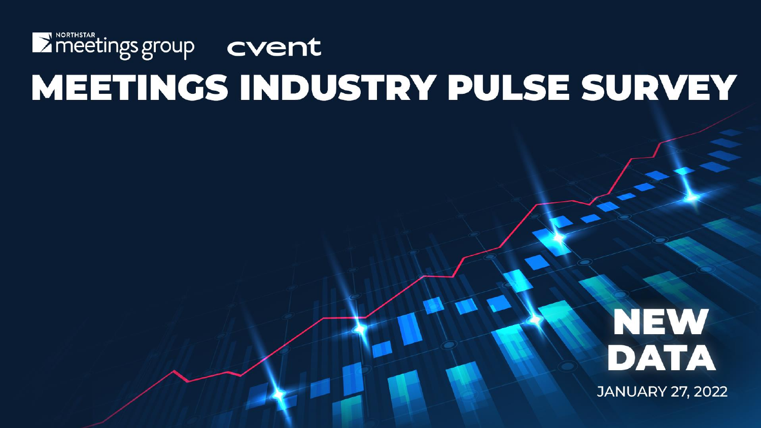NORTHSTAR meetings group cvent

# MEETINGS INDUSTRY PULSE SURVEY

## NEW DATA

JANUARY 27, 2022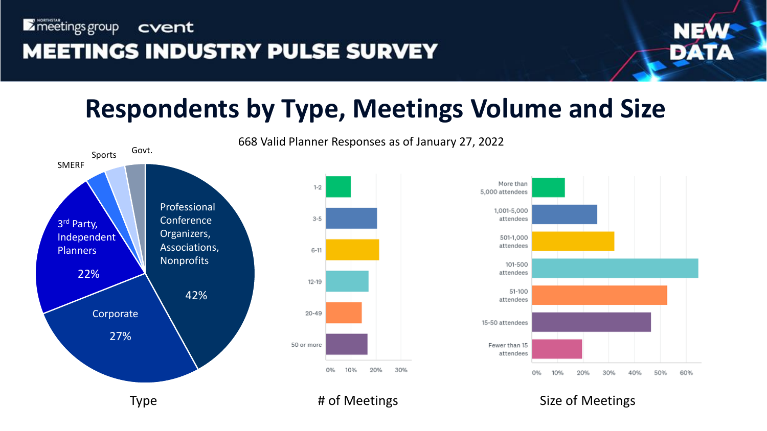meetings group | cvent

# MEETINGS INDUSTRY PULSE SURVEY

NEW DATA

## Respondents by Type, Meetings Volume and Size

668 Valid Planner Responses as of January 27, 2022

**Type**

- Professional Conference Organizers, Associations, Nonprofits: 42%
- Corporate: 27%
- 3rd Party, Independent Planners: 22%
- SMERF
- Sports
- Govt.

**# of Meetings**

- 1-2
- 3-5
- 6-11
- 12-19
- 20-49
- 50 or more

**Size of Meetings**

- More than 5,000 attendees
- 1,001-5,000 attendees
- 501-1,000 attendees
- 101-500 attendees
- 51-100 attendees
- 15-50 attendees
- Fewer than 15 attendees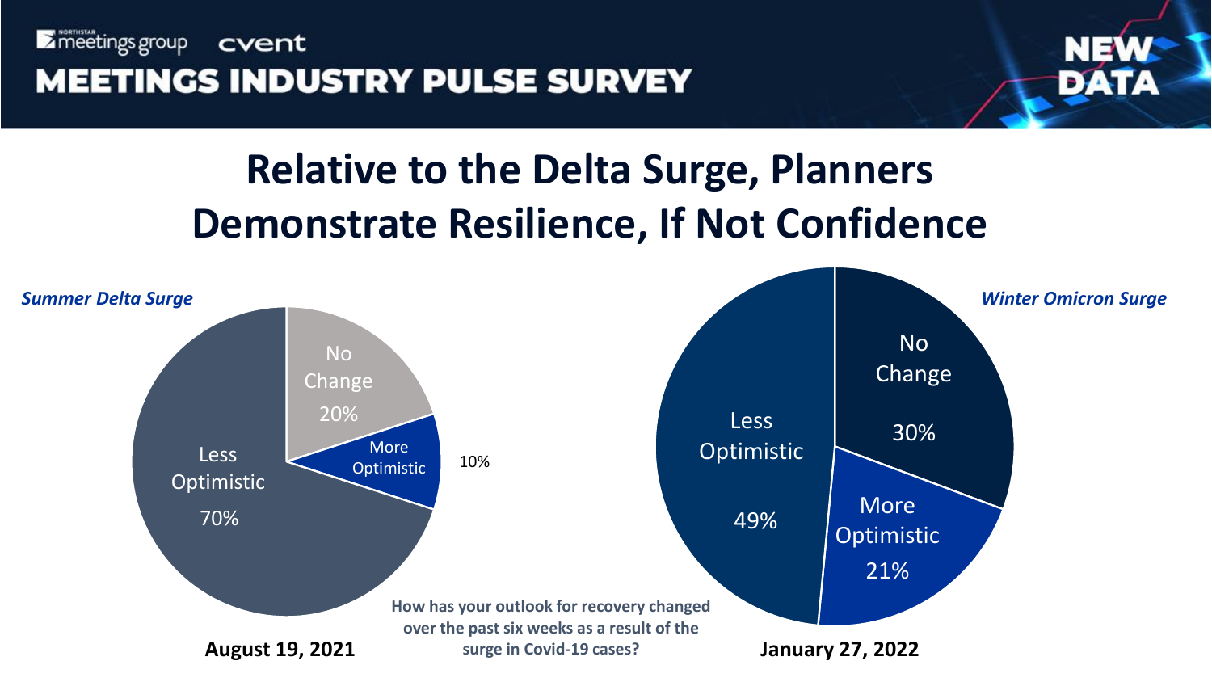Northstar meetings group · cvent

**MEETINGS INDUSTRY PULSE SURVEY**

**NEW DATA**

# Relative to the Delta Surge, Planners Demonstrate Resilience, If Not Confidence

**How has your outlook for recovery changed over the past six weeks as a result of the surge in Covid-19 cases?**

| Response | *Summer Delta Surge* (August 19, 2021) | *Winter Omicron Surge* (January 27, 2022) |
| --- | --- | --- |
| Less Optimistic | 70% | 49% |
| No Change | 20% | 30% |
| More Optimistic | 10% | 21% |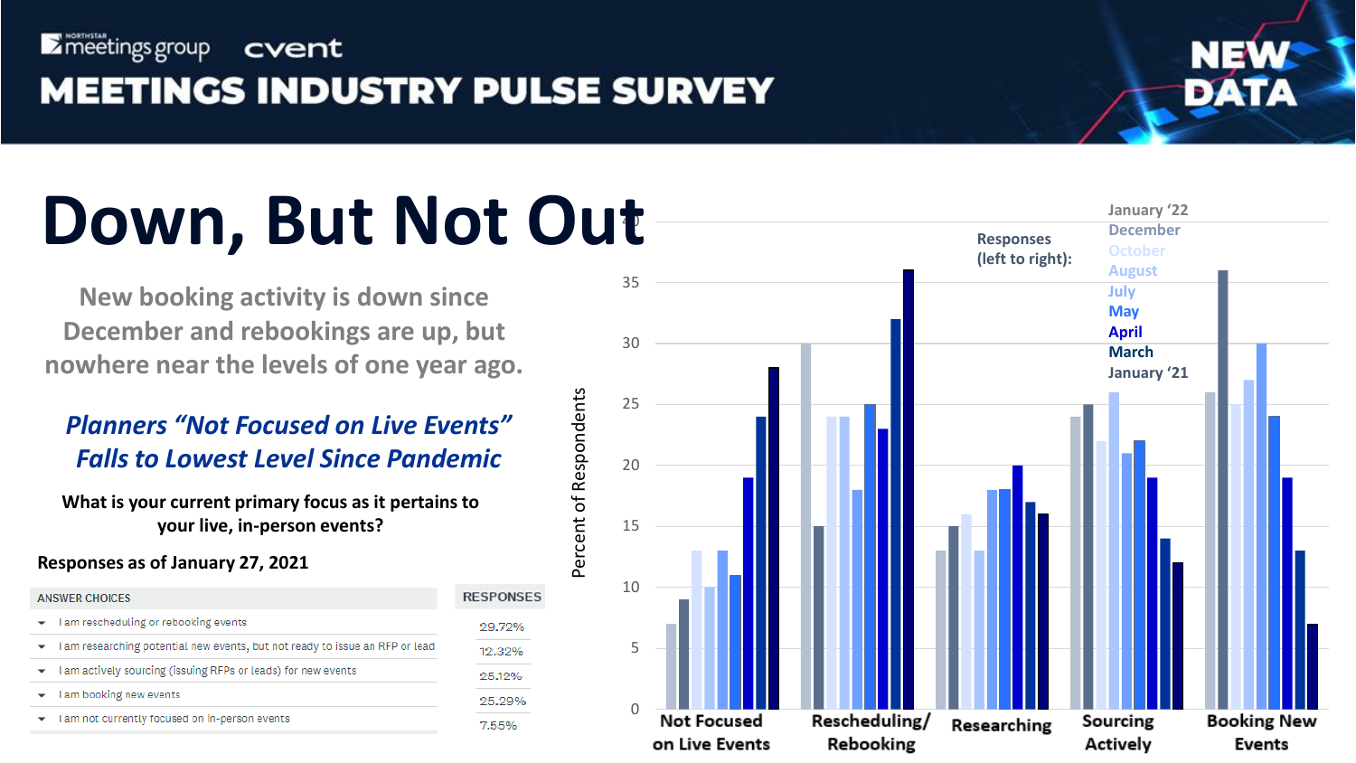# MEETINGS INDUSTRY PULSE SURVEY

NEW DATA

# Down, But Not Out

New booking activity is down since December and rebookings are up, but nowhere near the levels of one year ago.

***Planners "Not Focused on Live Events" Falls to Lowest Level Since Pandemic***

**What is your current primary focus as it pertains to your live, in-person events?**

**Responses as of January 27, 2021**

| ANSWER CHOICES | RESPONSES |
|---|---|
| I am rescheduling or rebooking events | 29.72% |
| I am researching potential new events, but not ready to issue an RFP or lead | 12.32% |
| I am actively sourcing (issuing RFPs or leads) for new events | 25.12% |
| I am booking new events | 25.29% |
| I am not currently focused on in-person events | 7.55% |

Responses (left to right): January '22, December, October, August, July, May, April, March, January '21

Percent of Respondents

Not Focused on Live Events | Rescheduling/ Rebooking | Researching | Sourcing Actively | Booking New Events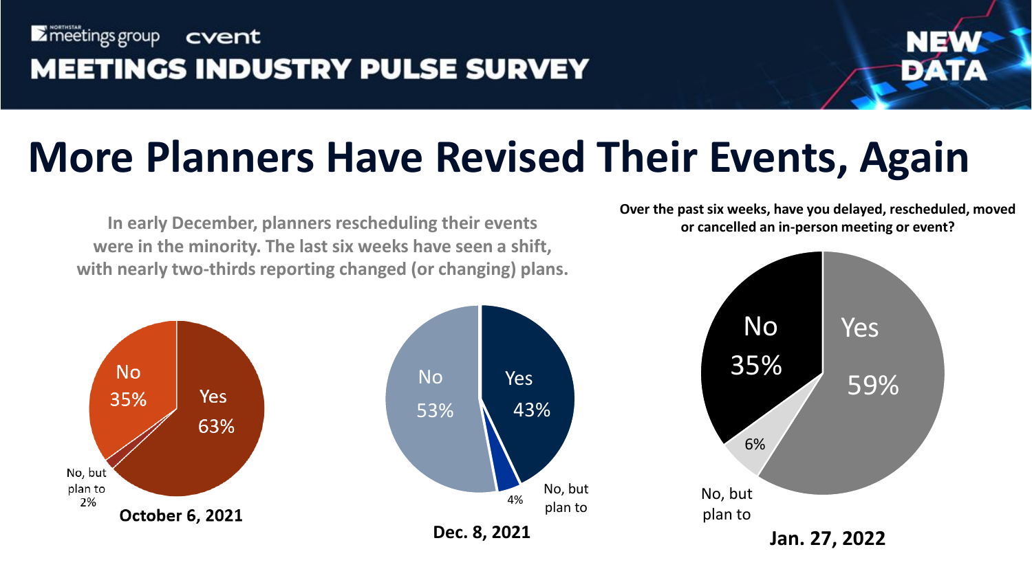meetings group | cvent

# MEETINGS INDUSTRY PULSE SURVEY

NEW DATA

## More Planners Have Revised Their Events, Again

In early December, planners rescheduling their events were in the minority. The last six weeks have seen a shift, with nearly two-thirds reporting changed (or changing) plans.

**Over the past six weeks, have you delayed, rescheduled, moved or cancelled an in-person meeting or event?**

| Response | October 6, 2021 | Dec. 8, 2021 | Jan. 27, 2022 |
| --- | --- | --- | --- |
| Yes | 63% | 43% | 59% |
| No | 35% | 53% | 35% |
| No, but plan to | 2% | 4% | 6% |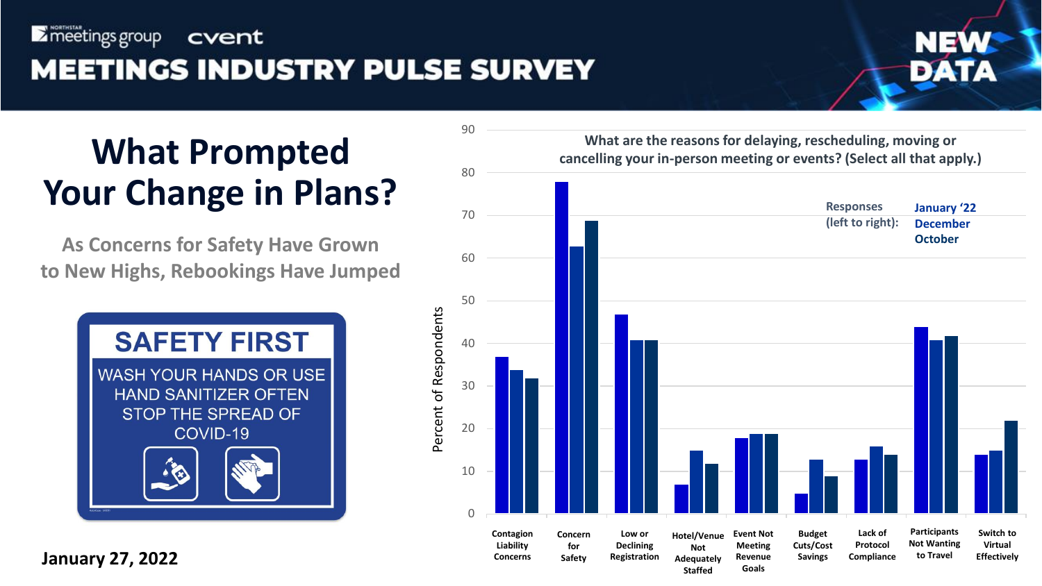MEETINGS INDUSTRY PULSE SURVEY

# What Prompted Your Change in Plans?

## As Concerns for Safety Have Grown to New Highs, Rebookings Have Jumped

SAFETY FIRST

WASH YOUR HANDS OR USE HAND SANITIZER OFTEN STOP THE SPREAD OF COVID-19

**January 27, 2022**

What are the reasons for delaying, rescheduling, moving or cancelling your in-person meeting or events? (Select all that apply.)

Responses (left to right): January '22, December, October

| Reason | January '22 | December | October |
|---|---|---|---|
| Contagion Liability Concerns | 37 | 34 | 32 |
| Concern for Safety | 78 | 63 | 69 |
| Low or Declining Registration | 47 | 41 | 41 |
| Hotel/Venue Not Adequately Staffed | 7 | 15 | 12 |
| Event Not Meeting Revenue Goals | 18 | 19 | 19 |
| Budget Cuts/Cost Savings | 5 | 13 | 9 |
| Lack of Protocol Compliance | 13 | 16 | 14 |
| Participants Not Wanting to Travel | 44 | 41 | 42 |
| Switch to Virtual Effectively | 14 | 15 | 22 |

Percent of Respondents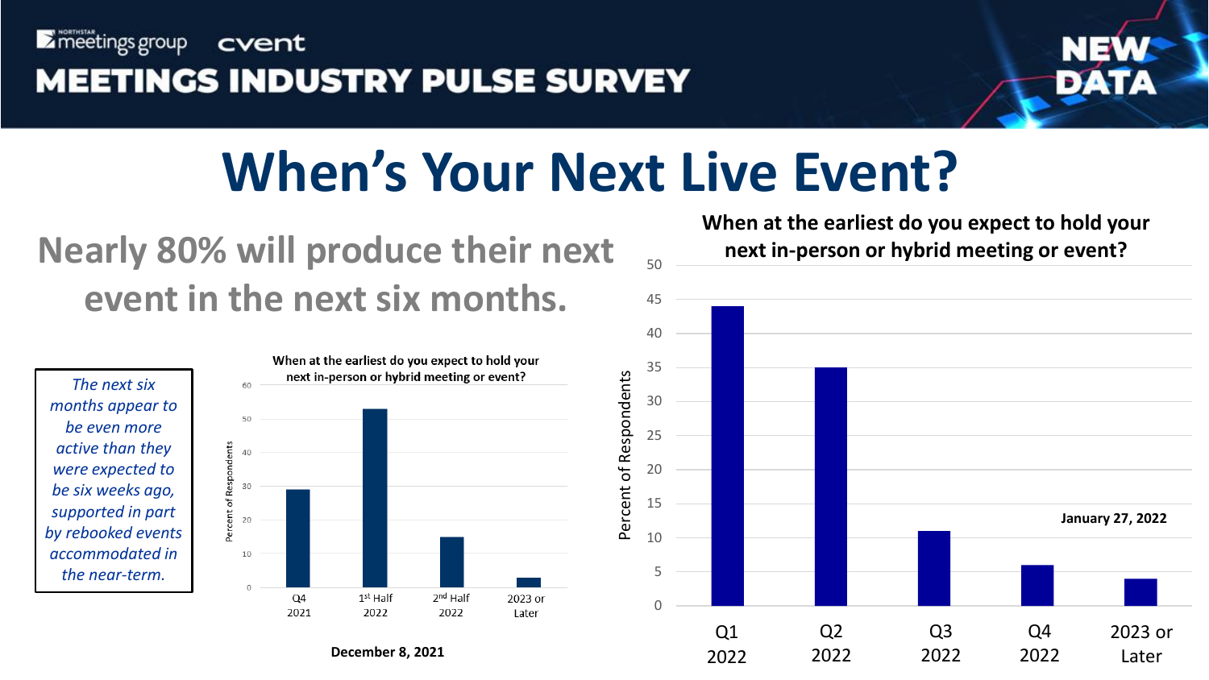meetings group cvent

# MEETINGS INDUSTRY PULSE SURVEY

NEW DATA

# When's Your Next Live Event?

## Nearly 80% will produce their next event in the next six months.

*The next six months appear to be even more active than they were expected to be six weeks ago, supported in part by rebooked events accommodated in the near-term.*

**When at the earliest do you expect to hold your next in-person or hybrid meeting or event?**

| Period | Percent of Respondents |
|---|---|
| Q4 2021 | 29 |
| 1st Half 2022 | 53 |
| 2nd Half 2022 | 15 |
| 2023 or Later | 3 |

**December 8, 2021**

**When at the earliest do you expect to hold your next in-person or hybrid meeting or event?**

| Period | Percent of Respondents |
|---|---|
| Q1 2022 | 44 |
| Q2 2022 | 35 |
| Q3 2022 | 11 |
| Q4 2022 | 6 |
| 2023 or Later | 4 |

**January 27, 2022**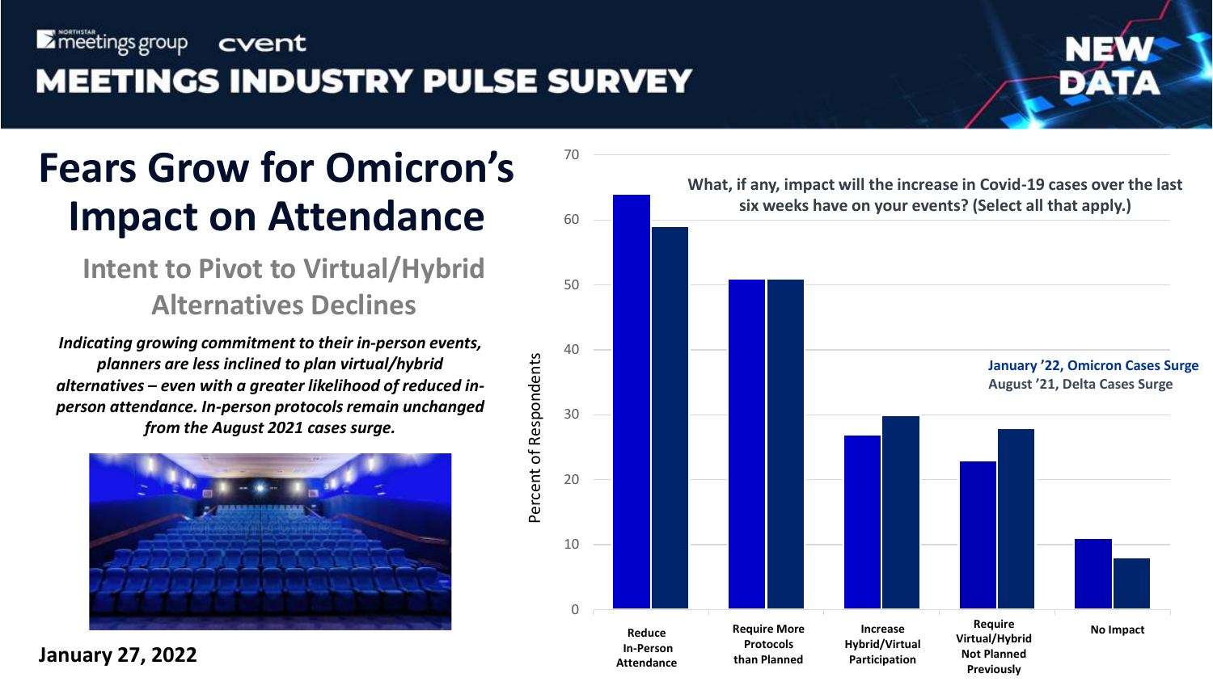# MEETINGS INDUSTRY PULSE SURVEY

## Fears Grow for Omicron's Impact on Attendance

### Intent to Pivot to Virtual/Hybrid Alternatives Declines

*Indicating growing commitment to their in-person events, planners are less inclined to plan virtual/hybrid alternatives – even with a greater likelihood of reduced in-person attendance. In-person protocols remain unchanged from the August 2021 cases surge.*

**January 27, 2022**

**What, if any, impact will the increase in Covid-19 cases over the last six weeks have on your events? (Select all that apply.)**

| Impact | January '22, Omicron Cases Surge | August '21, Delta Cases Surge |
|---|---|---|
| Reduce In-Person Attendance | 64 | 59 |
| Require More Protocols than Planned | 51 | 51 |
| Increase Hybrid/Virtual Participation | 27 | 30 |
| Require Virtual/Hybrid Not Planned Previously | 23 | 28 |
| No Impact | 11 | 8 |

*Values are percent of respondents, approximated from the chart.*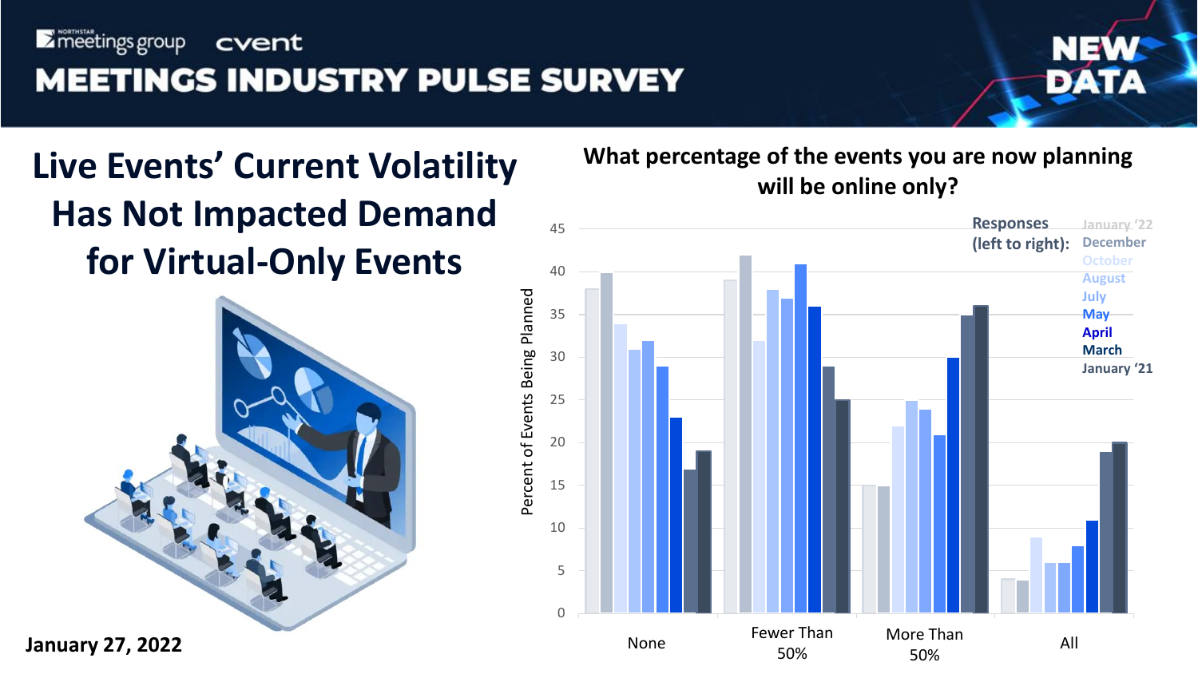# MEETINGS INDUSTRY PULSE SURVEY

meetings group · cvent

NEW DATA

## Live Events' Current Volatility Has Not Impacted Demand for Virtual-Only Events

### What percentage of the events you are now planning will be online only?

Percent of Events Being Planned

Responses (left to right): January '22, December, October, August, July, May, April, March, January '21

| | January '22 | December | October | August | July | May | April | March | January '21 |
|---|---|---|---|---|---|---|---|---|---|
| None | 38 | 40 | 34 | 31 | 32 | 29 | 23 | 17 | 19 |
| Fewer Than 50% | 39 | 42 | 32 | 38 | 37 | 41 | 36 | 29 | 25 |
| More Than 50% | 15 | 15 | 22 | 25 | 24 | 21 | 30 | 35 | 36 |
| All | 4 | 4 | 9 | 6 | 6 | 8 | 11 | 19 | 20 |

**January 27, 2022**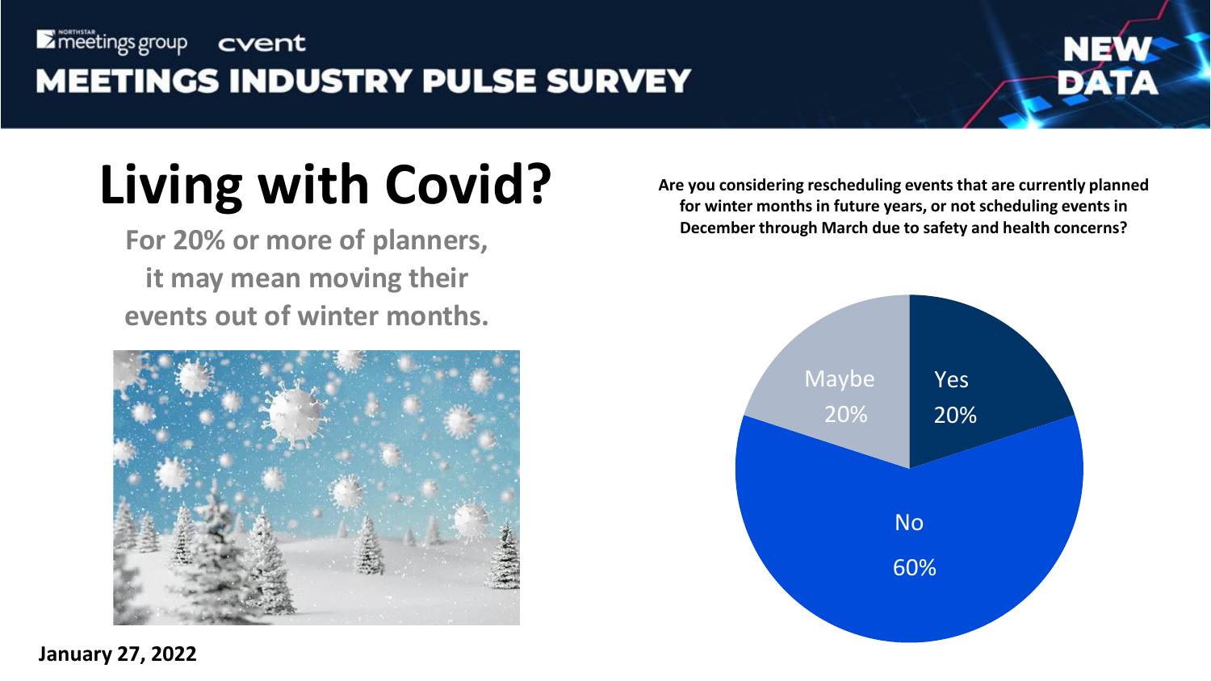**MEETINGS INDUSTRY PULSE SURVEY**

# Living with Covid?

**For 20% or more of planners, it may mean moving their events out of winter months.**

**Are you considering rescheduling events that are currently planned for winter months in future years, or not scheduling events in December through March due to safety and health concerns?**

| Response | Percentage |
| --- | --- |
| Yes | 20% |
| No | 60% |
| Maybe | 20% |

**January 27, 2022**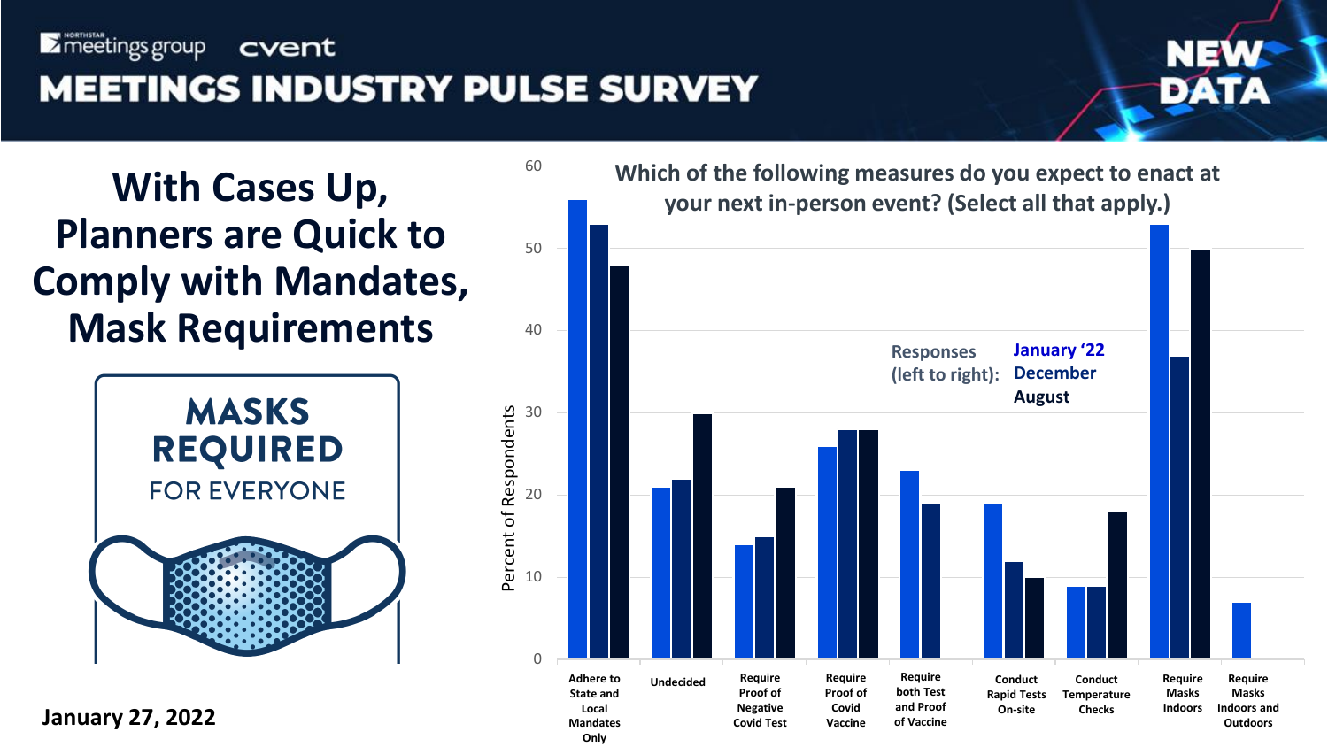meetings group | cvent

# MEETINGS INDUSTRY PULSE SURVEY

NEW DATA

## With Cases Up, Planners are Quick to Comply with Mandates, Mask Requirements

MASKS REQUIRED FOR EVERYONE

**January 27, 2022**

### Which of the following measures do you expect to enact at your next in-person event? (Select all that apply.)

Responses (left to right): January '22, December, August

| Measure | January '22 | December | August |
|---|---|---|---|
| Adhere to State and Local Mandates Only | 56 | 53 | 48 |
| Undecided | 21 | 22 | 30 |
| Require Proof of Negative Covid Test | 14 | 15 | 21 |
| Require Proof of Covid Vaccine | 26 | 28 | 28 |
| Require both Test and Proof of Vaccine | 23 | 19 | |
| Conduct Rapid Tests On-site | 19 | 12 | 10 |
| Conduct Temperature Checks | 9 | 9 | 18 |
| Require Masks Indoors | 53 | 37 | 50 |
| Require Masks Indoors and Outdoors | 7 | | |

*Y-axis: Percent of Respondents*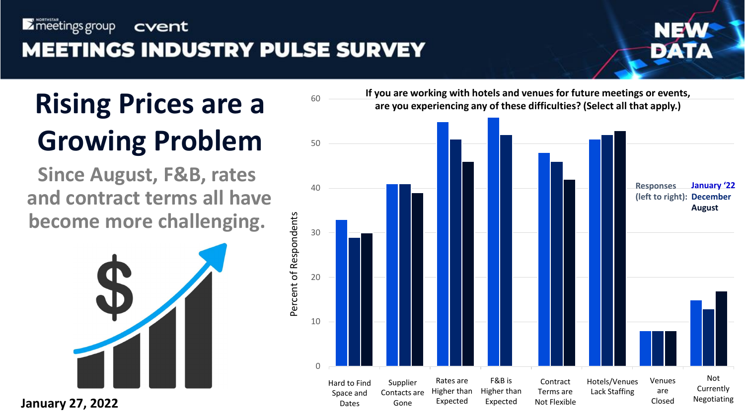meetings group | cvent

# MEETINGS INDUSTRY PULSE SURVEY

NEW DATA

## Rising Prices are a Growing Problem

**Since August, F&B, rates and contract terms all have become more challenging.**

**January 27, 2022**

**If you are working with hotels and venues for future meetings or events, are you experiencing any of these difficulties? (Select all that apply.)**

Percent of Respondents

| Difficulty | January '22 | December | August |
|---|---|---|---|
| Hard to Find Space and Dates | 33 | 29 | 30 |
| Supplier Contacts are Gone | 41 | 41 | 39 |
| Rates are Higher than Expected | 55 | 51 | 46 |
| F&B is Higher than Expected | 56 | 52 | |
| Contract Terms are Not Flexible | 48 | 46 | 42 |
| Hotels/Venues Lack Staffing | 51 | 52 | 53 |
| Venues are Closed | 8 | 8 | 8 |
| Not Currently Negotiating | 15 | 13 | 17 |

Responses (left to right): January '22, December, August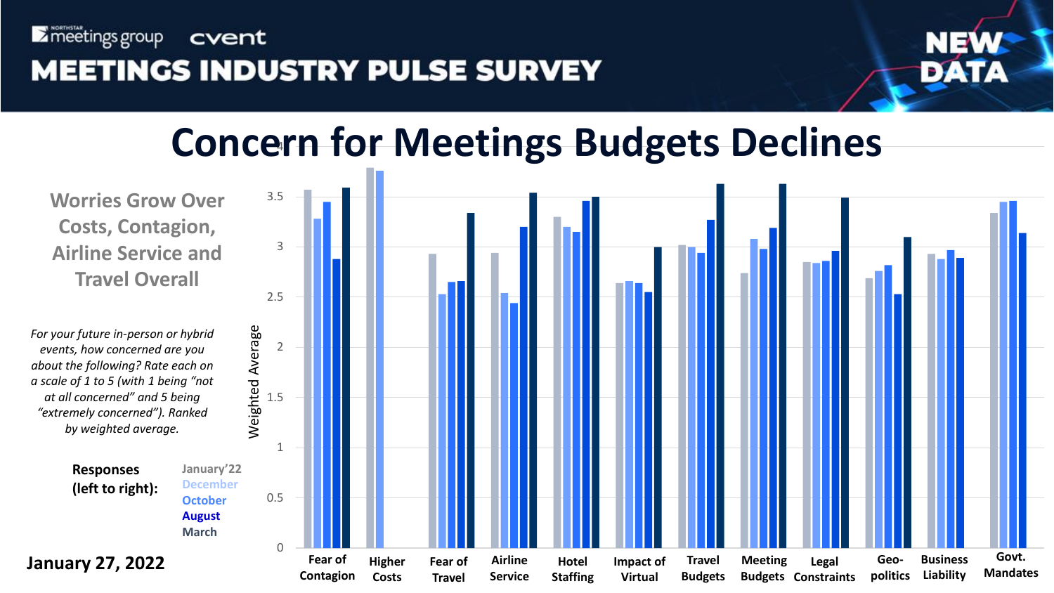meetings group | cvent

# MEETINGS INDUSTRY PULSE SURVEY

NEW DATA

## Concern for Meetings Budgets Declines

### Worries Grow Over Costs, Contagion, Airline Service and Travel Overall

*For your future in-person or hybrid events, how concerned are you about the following? Rate each on a scale of 1 to 5 (with 1 being "not at all concerned" and 5 being "extremely concerned"). Ranked by weighted average.*

**Responses (left to right):** January'22, December, October, August, March

Weighted Average

Fear of Contagion | Higher Costs | Fear of Travel | Airline Service | Hotel Staffing | Impact of Virtual | Travel Budgets | Meeting Budgets | Legal Constraints | Geo-politics | Business Liability | Govt. Mandates

**January 27, 2022**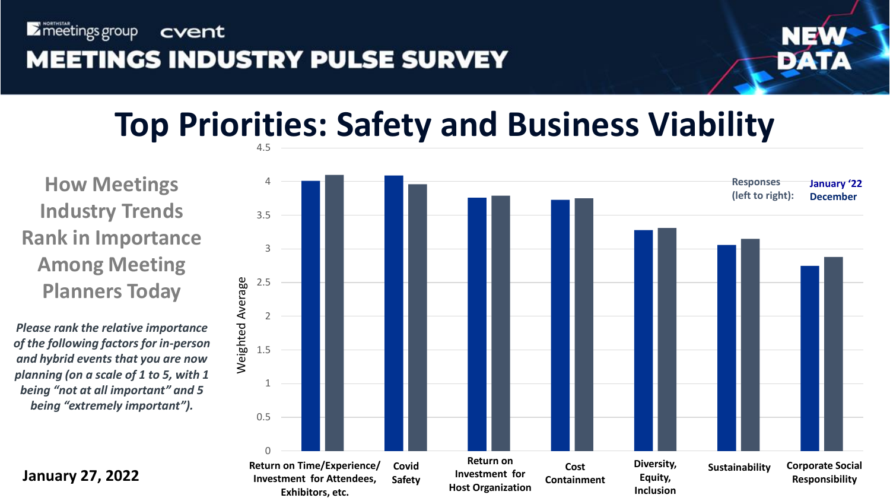meetings group | cvent

# MEETINGS INDUSTRY PULSE SURVEY

NEW DATA

## Top Priorities: Safety and Business Viability

### How Meetings Industry Trends Rank in Importance Among Meeting Planners Today

*Please rank the relative importance of the following factors for in-person and hybrid events that you are now planning (on a scale of 1 to 5, with 1 being "not at all important" and 5 being "extremely important").*

Responses (left to right): January '22, December

Weighted Average

| Factor | January '22 | December |
|---|---|---|
| Return on Time/Experience/ Investment for Attendees, Exhibitors, etc. | 4.01 | 4.10 |
| Covid Safety | 4.09 | 3.96 |
| Return on Investment for Host Organization | 3.76 | 3.79 |
| Cost Containment | 3.73 | 3.75 |
| Diversity, Equity, Inclusion | 3.28 | 3.31 |
| Sustainability | 3.06 | 3.15 |
| Corporate Social Responsibility | 2.75 | 2.88 |

**January 27, 2022**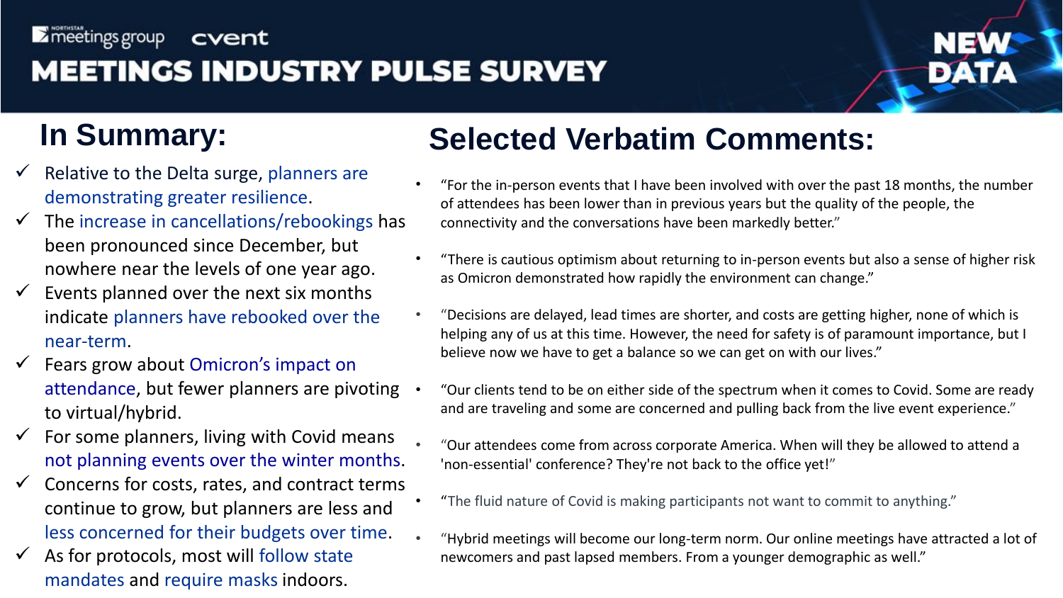northstar meetings group cvent

# MEETINGS INDUSTRY PULSE SURVEY

NEW DATA

## In Summary:

- ✓ Relative to the Delta surge, planners are demonstrating greater resilience.
- ✓ The increase in cancellations/rebookings has been pronounced since December, but nowhere near the levels of one year ago.
- ✓ Events planned over the next six months indicate planners have rebooked over the near-term.
- ✓ Fears grow about Omicron's impact on attendance, but fewer planners are pivoting to virtual/hybrid.
- ✓ For some planners, living with Covid means not planning events over the winter months.
- ✓ Concerns for costs, rates, and contract terms continue to grow, but planners are less and less concerned for their budgets over time.
- ✓ As for protocols, most will follow state mandates and require masks indoors.

## Selected Verbatim Comments:

- "For the in-person events that I have been involved with over the past 18 months, the number of attendees has been lower than in previous years but the quality of the people, the connectivity and the conversations have been markedly better."
- "There is cautious optimism about returning to in-person events but also a sense of higher risk as Omicron demonstrated how rapidly the environment can change."
- "Decisions are delayed, lead times are shorter, and costs are getting higher, none of which is helping any of us at this time. However, the need for safety is of paramount importance, but I believe now we have to get a balance so we can get on with our lives."
- "Our clients tend to be on either side of the spectrum when it comes to Covid. Some are ready and are traveling and some are concerned and pulling back from the live event experience."
- "Our attendees come from across corporate America. When will they be allowed to attend a 'non-essential' conference? They're not back to the office yet!"
- "The fluid nature of Covid is making participants not want to commit to anything."
- "Hybrid meetings will become our long-term norm. Our online meetings have attracted a lot of newcomers and past lapsed members. From a younger demographic as well."